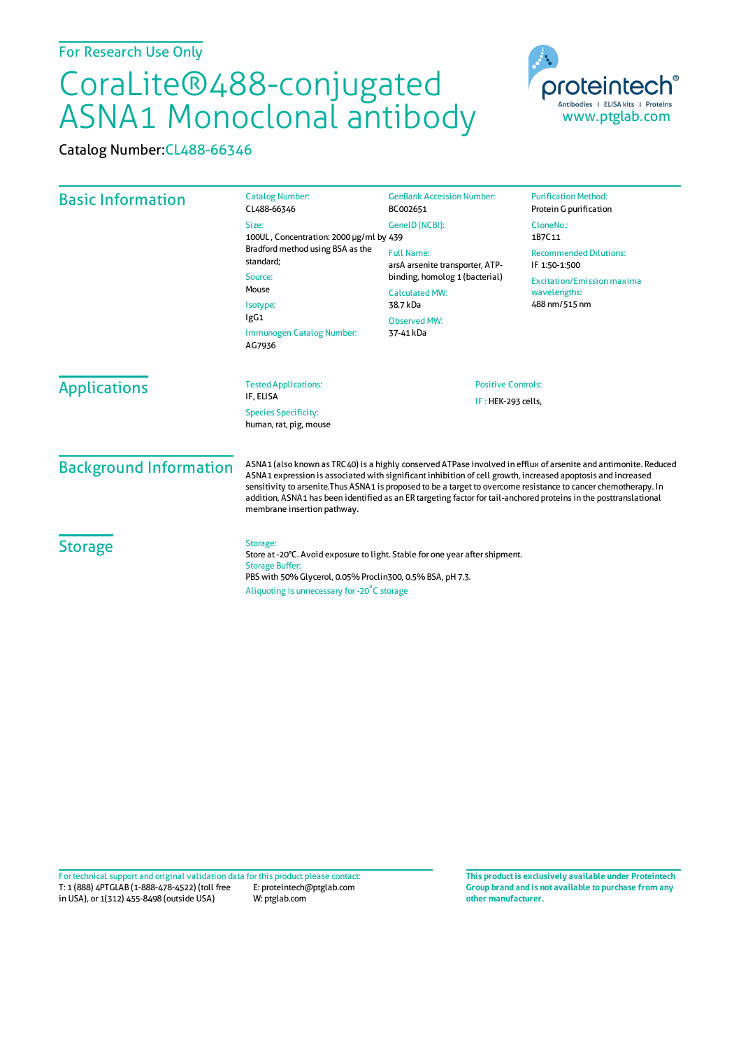For Research Use Only

# CoraLite®488-conjugated ASNA1 Monoclonal antibody

Catalog Number: CL488-66346

proteintech® Antibodies | ELISA kits | Proteins
www.ptglab.com

## Basic Information

**Catalog Number:**
CL488-66346

**Size:**
100UL, Concentration: 2000 μg/ml by Bradford method using BSA as the standard;

**Source:**
Mouse

**Isotype:**
IgG1

**Immunogen Catalog Number:**
AG7936

**GenBank Accession Number:**
BC002651

**GeneID (NCBI):**
439

**Full Name:**
arsA arsenite transporter, ATP-binding, homolog 1 (bacterial)

**Calculated MW:**
38.7 kDa

**Observed MW:**
37-41 kDa

**Purification Method:**
Protein G purification

**CloneNo.:**
1B7C11

**Recommended Dilutions:**
IF 1:50-1:500

**Excitation/Emission maxima wavelengths:**
488 nm/515 nm

## Applications

**Tested Applications:**
IF, ELISA

**Species Specificity:**
human, rat, pig, mouse

**Positive Controls:**
IF : HEK-293 cells,

## Background Information

ASNA1 (also known as TRC40) is a highly conserved ATPase involved in efflux of arsenite and antimonite. Reduced ASNA1 expression is associated with significant inhibition of cell growth, increased apoptosis and increased sensitivity to arsenite.Thus ASNA1 is proposed to be a target to overcome resistance to cancer chemotherapy. In addition, ASNA1 has been identified as an ER targeting factor for tail-anchored proteins in the posttranslational membrane insertion pathway.

## Storage

**Storage:**
Store at -20°C. Avoid exposure to light. Stable for one year after shipment.

**Storage Buffer:**
PBS with 50% Glycerol, 0.05% Proclin300, 0.5% BSA, pH 7.3.

Aliquoting is unnecessary for -20°C storage

For technical support and original validation data for this product please contact:
T: 1 (888) 4PTGLAB (1-888-478-4522) (toll free in USA), or 1(312) 455-8498 (outside USA)
E: proteintech@ptglab.com
W: ptglab.com

**This product is exclusively available under Proteintech Group brand and is not available to purchase from any other manufacturer.**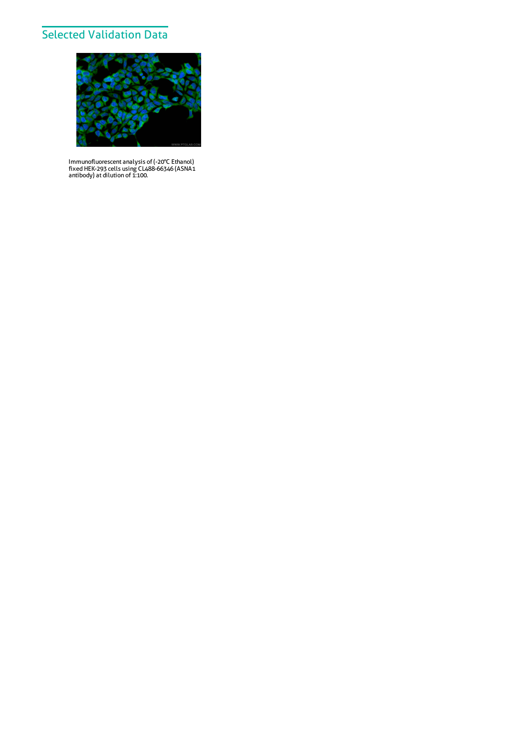## Selected Validation Data

Immunofluorescent analysis of (-20°C Ethanol) fixed HEK-293 cells using CL488-66346 (ASNA1 antibody) at dilution of 1:100.